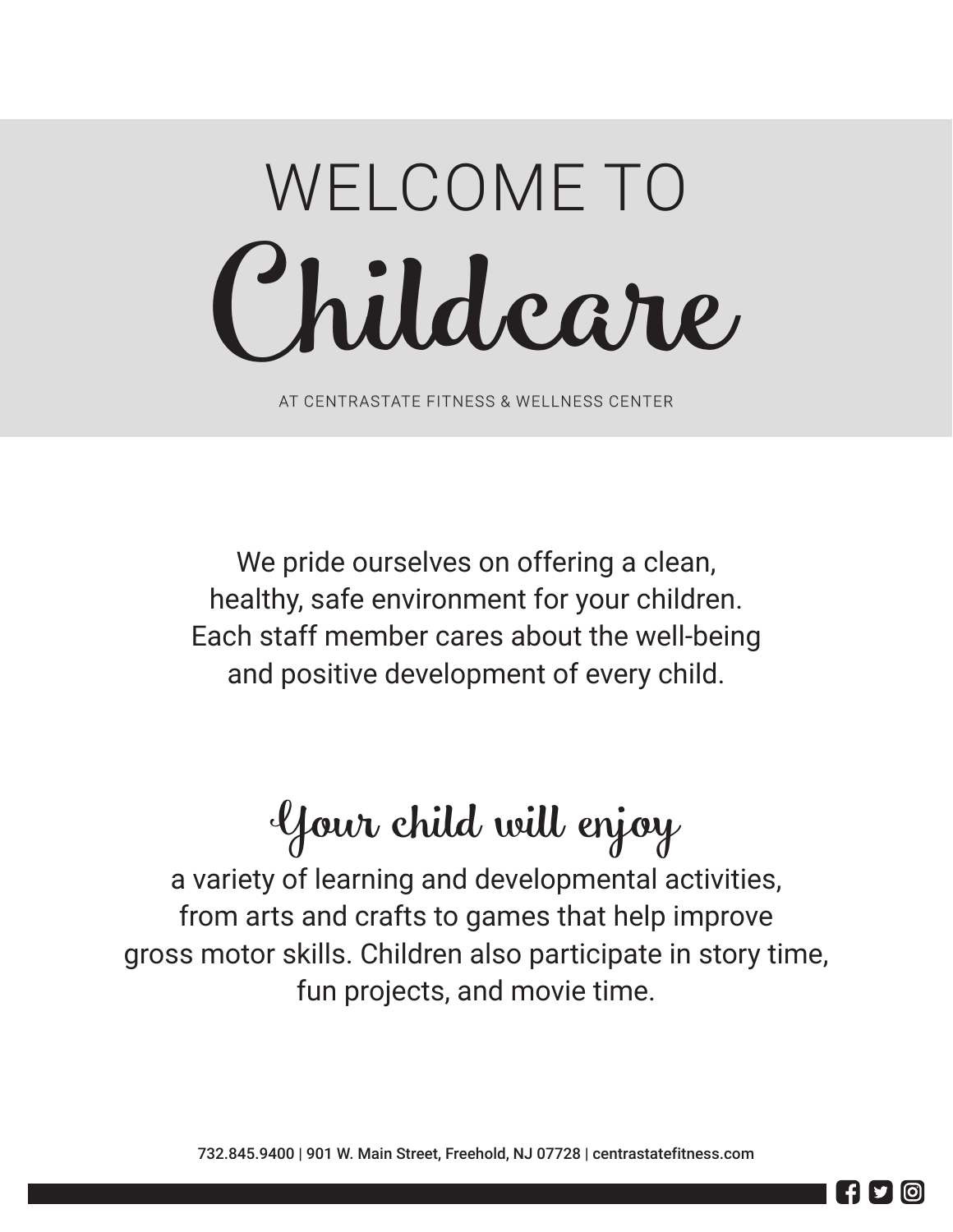# WELCOME TO Childcare

AT CENTRASTATE FITNESS & WELLNESS CENTER

We pride ourselves on offering a clean, healthy, safe environment for your children. Each staff member cares about the well-being and positive development of every child.

## Your child will enjoy

a variety of learning and developmental activities, from arts and crafts to games that help improve gross motor skills. Children also participate in story time, fun projects, and movie time.

732.845.9400 | 901 W. Main Street, Freehold, NJ 07728 | centrastatefitness.com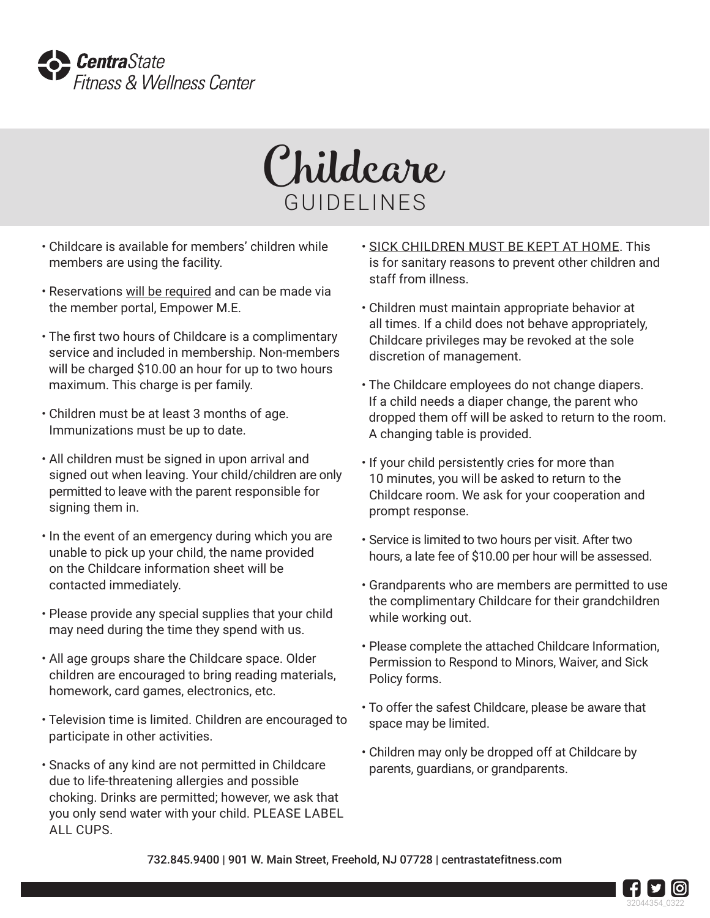**Centra**State
Fitness & Wellness Center

# Childcare
## GUIDELINES

- Childcare is available for members' children while members are using the facility.
- Reservations <u>will be required</u> and can be made via the member portal, Empower M.E.
- The first two hours of Childcare is a complimentary service and included in membership. Non-members will be charged $10.00 an hour for up to two hours maximum. This charge is per family.
- Children must be at least 3 months of age. Immunizations must be up to date.
- All children must be signed in upon arrival and signed out when leaving. Your child/children are only permitted to leave with the parent responsible for signing them in.
- In the event of an emergency during which you are unable to pick up your child, the name provided on the Childcare information sheet will be contacted immediately.
- Please provide any special supplies that your child may need during the time they spend with us.
- All age groups share the Childcare space. Older children are encouraged to bring reading materials, homework, card games, electronics, etc.
- Television time is limited. Children are encouraged to participate in other activities.
- Snacks of any kind are not permitted in Childcare due to life-threatening allergies and possible choking. Drinks are permitted; however, we ask that you only send water with your child. PLEASE LABEL ALL CUPS.
- <u>SICK CHILDREN MUST BE KEPT AT HOME</u>. This is for sanitary reasons to prevent other children and staff from illness.
- Children must maintain appropriate behavior at all times. If a child does not behave appropriately, Childcare privileges may be revoked at the sole discretion of management.
- The Childcare employees do not change diapers. If a child needs a diaper change, the parent who dropped them off will be asked to return to the room. A changing table is provided.
- If your child persistently cries for more than 10 minutes, you will be asked to return to the Childcare room. We ask for your cooperation and prompt response.
- Service is limited to two hours per visit. After two hours, a late fee of $10.00 per hour will be assessed.
- Grandparents who are members are permitted to use the complimentary Childcare for their grandchildren while working out.
- Please complete the attached Childcare Information, Permission to Respond to Minors, Waiver, and Sick Policy forms.
- To offer the safest Childcare, please be aware that space may be limited.
- Children may only be dropped off at Childcare by parents, guardians, or grandparents.

732.845.9400 | 901 W. Main Street, Freehold, NJ 07728 | centrastatefitness.com

32044354_0322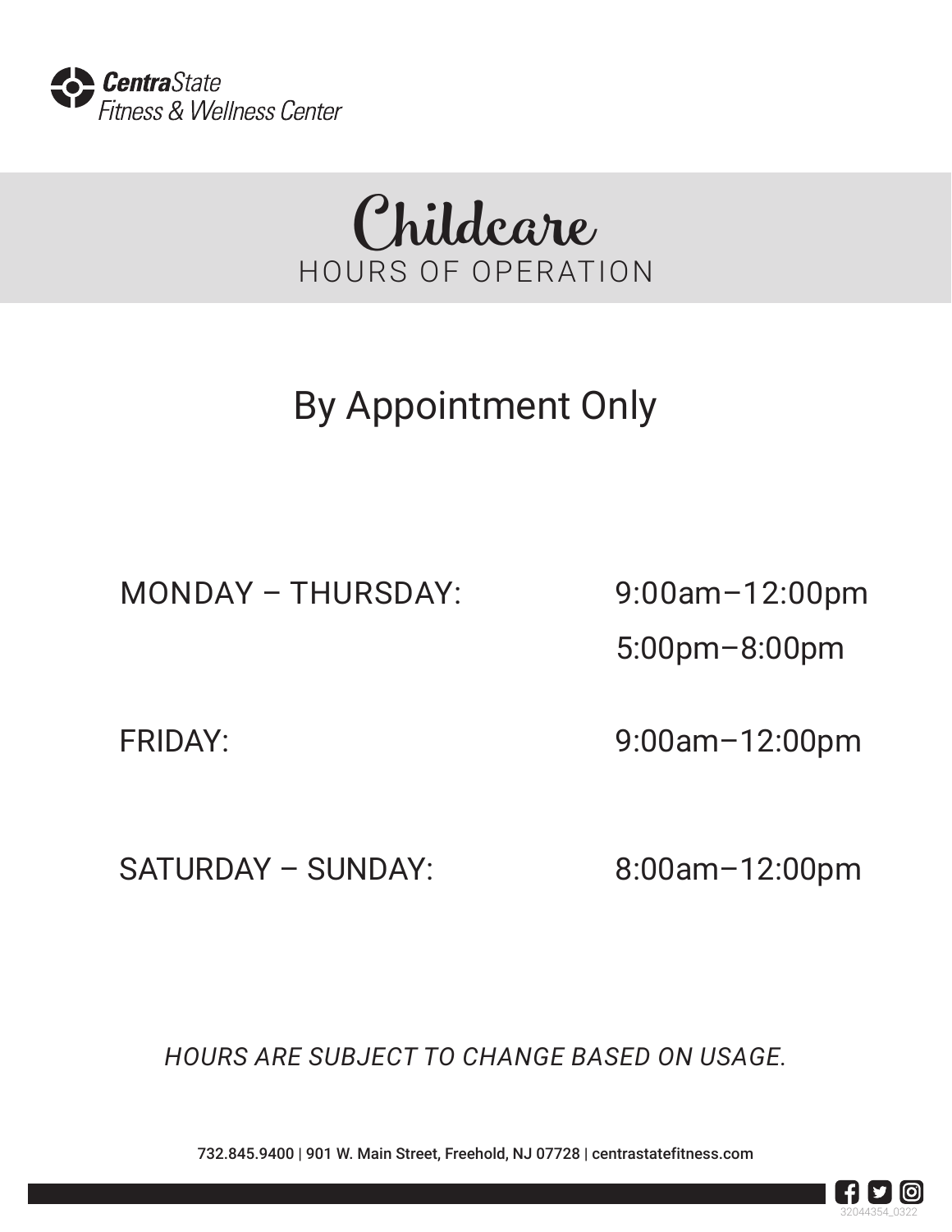**CentraState**
Fitness & Wellness Center

# Childcare
## HOURS OF OPERATION

## By Appointment Only

| | |
|---|---|
| MONDAY – THURSDAY: | 9:00am–12:00pm<br>5:00pm–8:00pm |
| FRIDAY: | 9:00am–12:00pm |
| SATURDAY – SUNDAY: | 8:00am–12:00pm |

*HOURS ARE SUBJECT TO CHANGE BASED ON USAGE.*

732.845.9400 | 901 W. Main Street, Freehold, NJ 07728 | centrastatefitness.com

32044354_0322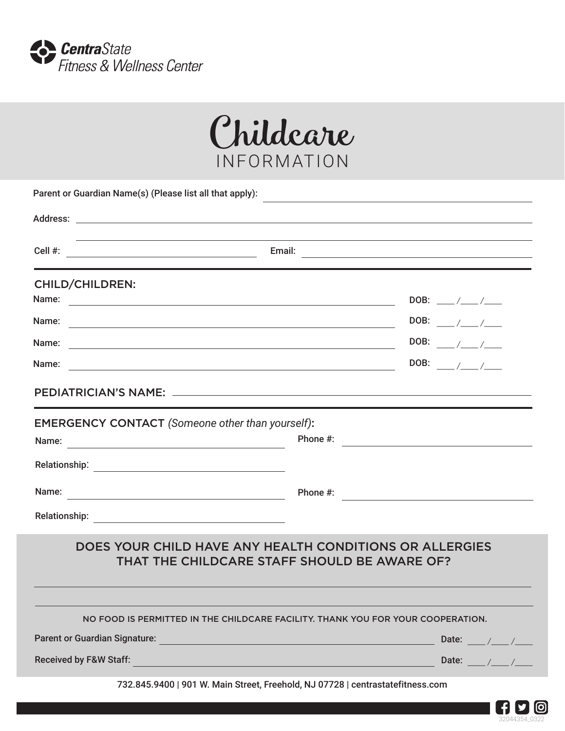**CentraState**
Fitness & Wellness Center

# Childcare INFORMATION

Parent or Guardian Name(s) (Please list all that apply): ______________________________

Address: ______________________________

______________________________

Cell #: ______________________________ Email: ______________________________

## CHILD/CHILDREN:

Name: ______________________________ DOB: ____ /____ /____

Name: ______________________________ DOB: ____ /____ /____

Name: ______________________________ DOB: ____ /____ /____

Name: ______________________________ DOB: ____ /____ /____

## PEDIATRICIAN'S NAME: ______________________________

## EMERGENCY CONTACT *(Someone other than yourself)*:

Name: ______________________________ Phone #: ______________________________

Relationship: ______________________________

Name: ______________________________ Phone #: ______________________________

Relationship: ______________________________

## DOES YOUR CHILD HAVE ANY HEALTH CONDITIONS OR ALLERGIES THAT THE CHILDCARE STAFF SHOULD BE AWARE OF?

______________________________

______________________________

NO FOOD IS PERMITTED IN THE CHILDCARE FACILITY. THANK YOU FOR YOUR COOPERATION.

Parent or Guardian Signature: ______________________________ Date: ____ /____ /____

Received by F&W Staff: ______________________________ Date: ____ /____ /____

732.845.9400 | 901 W. Main Street, Freehold, NJ 07728 | centrastatefitness.com

32044354_0322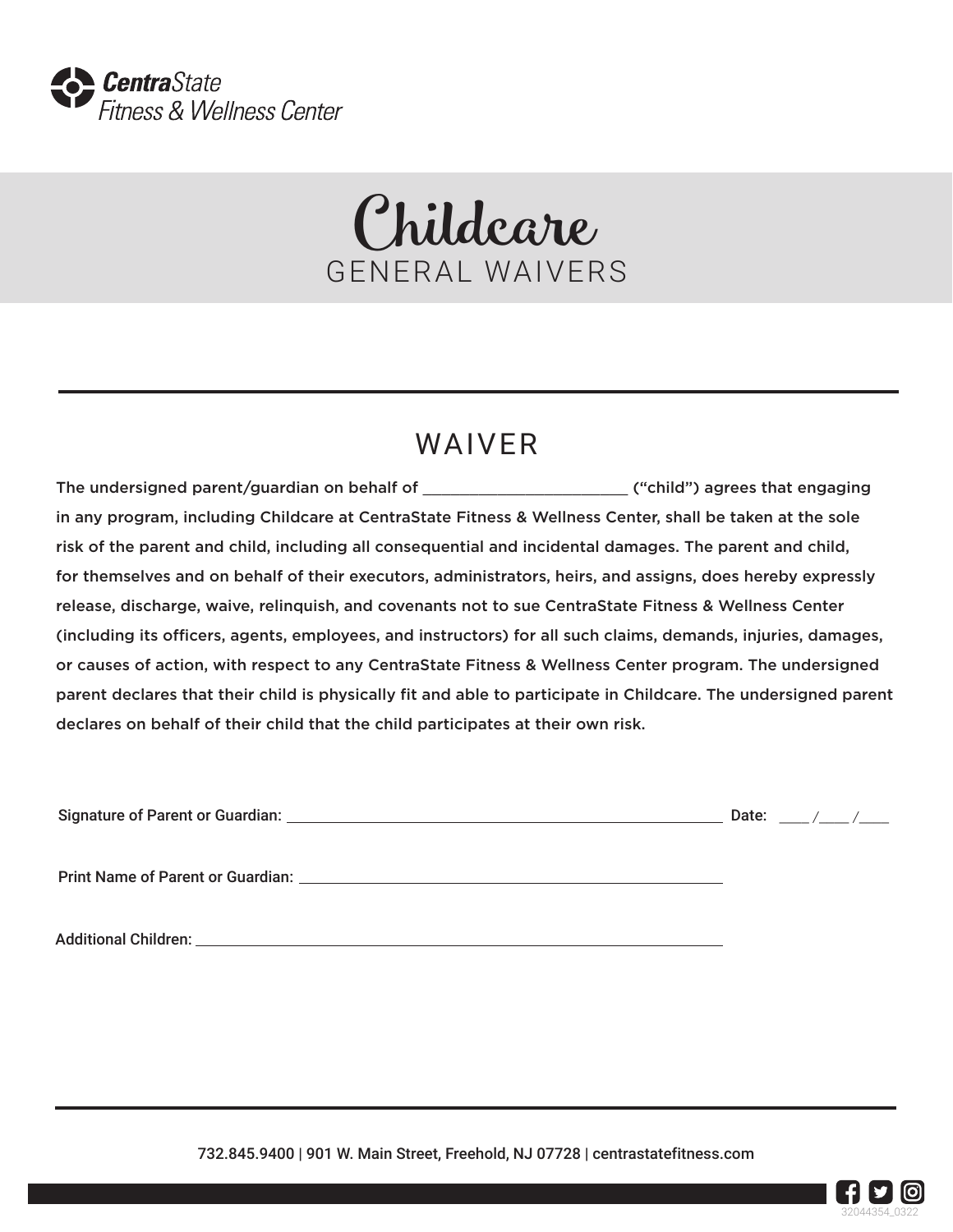**CentraState**
*Fitness & Wellness Center*

# Childcare
## GENERAL WAIVERS

## WAIVER

The undersigned parent/guardian on behalf of ________________________ ("child") agrees that engaging in any program, including Childcare at CentraState Fitness & Wellness Center, shall be taken at the sole risk of the parent and child, including all consequential and incidental damages. The parent and child, for themselves and on behalf of their executors, administrators, heirs, and assigns, does hereby expressly release, discharge, waive, relinquish, and covenants not to sue CentraState Fitness & Wellness Center (including its officers, agents, employees, and instructors) for all such claims, demands, injuries, damages, or causes of action, with respect to any CentraState Fitness & Wellness Center program. The undersigned parent declares that their child is physically fit and able to participate in Childcare. The undersigned parent declares on behalf of their child that the child participates at their own risk.

Signature of Parent or Guardian: ______________________________ Date: ____ /____ /____

Print Name of Parent or Guardian: ______________________________

Additional Children: ______________________________

732.845.9400 | 901 W. Main Street, Freehold, NJ 07728 | centrastatefitness.com

32044354_0322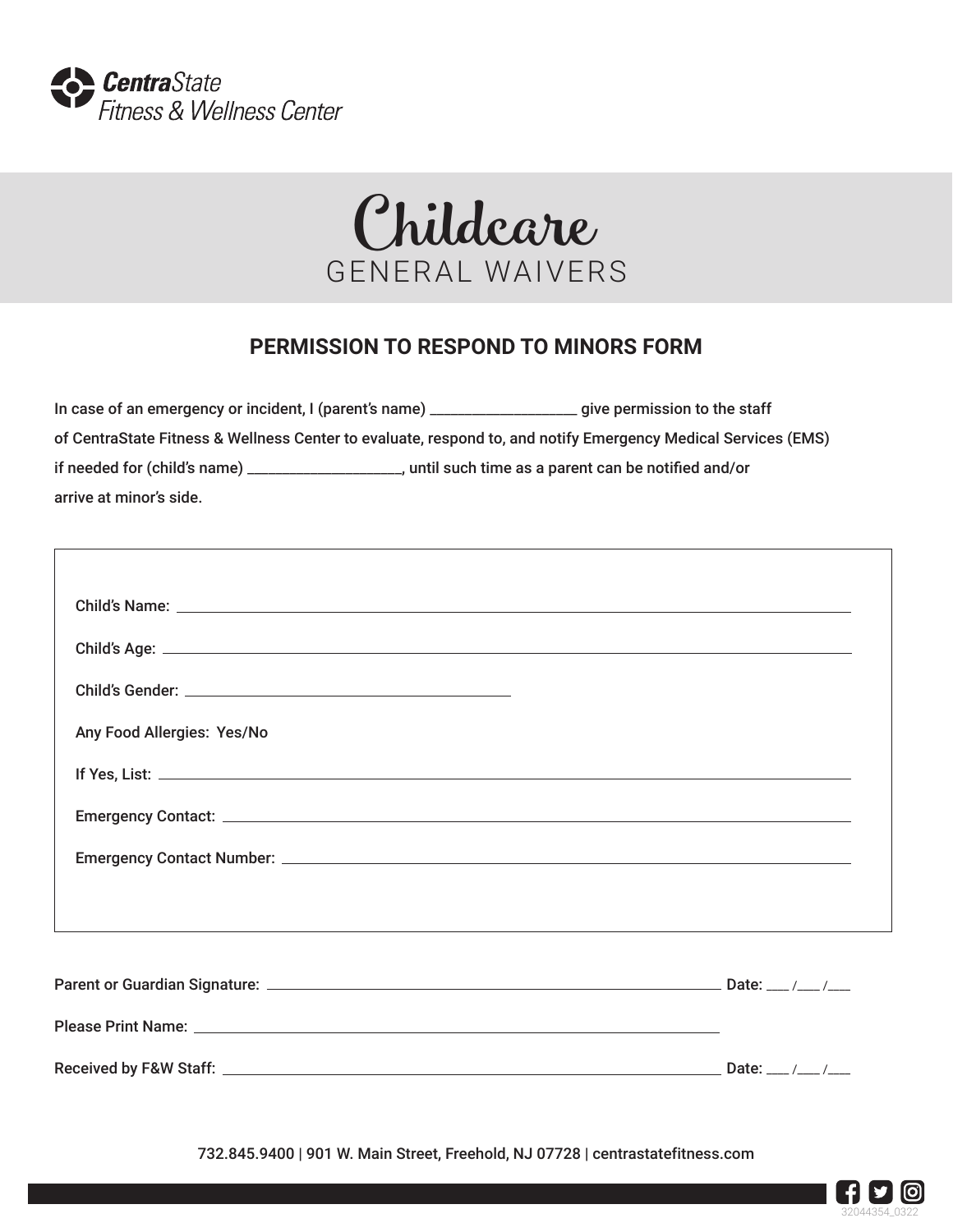**CentraState**
Fitness & Wellness Center

# Childcare
## GENERAL WAIVERS

### PERMISSION TO RESPOND TO MINORS FORM

In case of an emergency or incident, I (parent's name) ____________________ give permission to the staff of CentraState Fitness & Wellness Center to evaluate, respond to, and notify Emergency Medical Services (EMS) if needed for (child's name) ______________________, until such time as a parent can be notified and/or arrive at minor's side.

Child's Name: ____________________________________________

Child's Age: ____________________________________________

Child's Gender: ______________________

Any Food Allergies: Yes/No

If Yes, List: ____________________________________________

Emergency Contact: ____________________________________________

Emergency Contact Number: ____________________________________________

Parent or Guardian Signature: ________________________________________ Date: ___ /___ /___

Please Print Name: ________________________________________

Received by F&W Staff: ________________________________________ Date: ___ /___ /___

732.845.9400 | 901 W. Main Street, Freehold, NJ 07728 | centrastatefitness.com

32044354_0322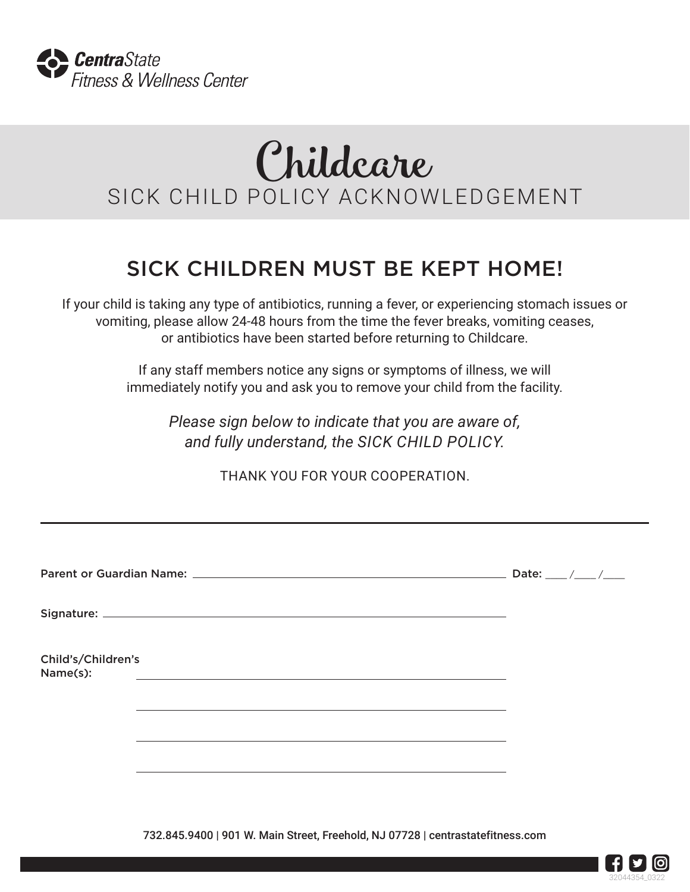**CentraState**
Fitness & Wellness Center

# Childcare

## SICK CHILD POLICY ACKNOWLEDGEMENT

### SICK CHILDREN MUST BE KEPT HOME!

If your child is taking any type of antibiotics, running a fever, or experiencing stomach issues or vomiting, please allow 24-48 hours from the time the fever breaks, vomiting ceases, or antibiotics have been started before returning to Childcare.

If any staff members notice any signs or symptoms of illness, we will immediately notify you and ask you to remove your child from the facility.

*Please sign below to indicate that you are aware of, and fully understand, the SICK CHILD POLICY.*

THANK YOU FOR YOUR COOPERATION.

---

Parent or Guardian Name: ______________________________ Date: ____ /____ /____

Signature: ______________________________

Child's/Children's Name(s): ______________________________

______________________________

______________________________

______________________________

732.845.9400 | 901 W. Main Street, Freehold, NJ 07728 | centrastatefitness.com

32044354_0322